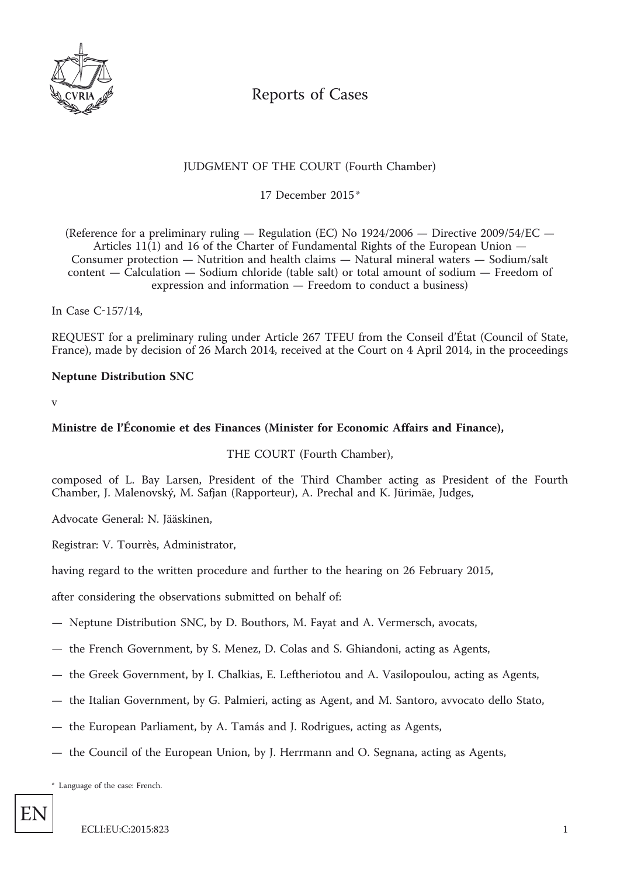# Reports of Cases

JUDGMENT OF THE COURT (Fourth Chamber)

17 December 2015 *

(Reference for a preliminary ruling — Regulation (EC) No 1924/2006 — Directive 2009/54/EC — Articles 11(1) and 16 of the Charter of Fundamental Rights of the European Union — Consumer protection — Nutrition and health claims — Natural mineral waters — Sodium/salt content — Calculation — Sodium chloride (table salt) or total amount of sodium — Freedom of expression and information — Freedom to conduct a business)

In Case C-157/14,

REQUEST for a preliminary ruling under Article 267 TFEU from the Conseil d'État (Council of State, France), made by decision of 26 March 2014, received at the Court on 4 April 2014, in the proceedings

**Neptune Distribution SNC**

v

**Ministre de l'Économie et des Finances (Minister for Economic Affairs and Finance),**

THE COURT (Fourth Chamber),

composed of L. Bay Larsen, President of the Third Chamber acting as President of the Fourth Chamber, J. Malenovský, M. Safjan (Rapporteur), A. Prechal and K. Jürimäe, Judges,

Advocate General: N. Jääskinen,

Registrar: V. Tourrès, Administrator,

having regard to the written procedure and further to the hearing on 26 February 2015,

after considering the observations submitted on behalf of:

— Neptune Distribution SNC, by D. Bouthors, M. Fayat and A. Vermersch, avocats,

— the French Government, by S. Menez, D. Colas and S. Ghiandoni, acting as Agents,

— the Greek Government, by I. Chalkias, E. Leftheriotou and A. Vasilopoulou, acting as Agents,

— the Italian Government, by G. Palmieri, acting as Agent, and M. Santoro, avvocato dello Stato,

— the European Parliament, by A. Tamás and J. Rodrigues, acting as Agents,

— the Council of the European Union, by J. Herrmann and O. Segnana, acting as Agents,

\* Language of the case: French.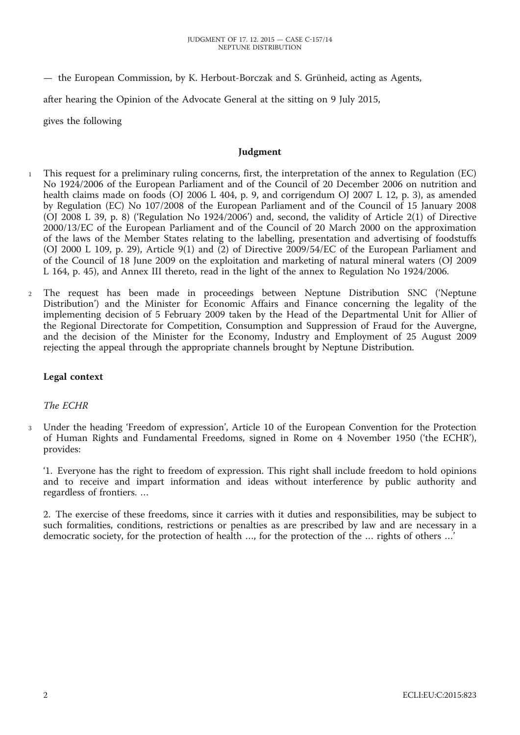— the European Commission, by K. Herbout-Borczak and S. Grünheid, acting as Agents,

after hearing the Opinion of the Advocate General at the sitting on 9 July 2015,

gives the following

## Judgment

1 This request for a preliminary ruling concerns, first, the interpretation of the annex to Regulation (EC) No 1924/2006 of the European Parliament and of the Council of 20 December 2006 on nutrition and health claims made on foods (OJ 2006 L 404, p. 9, and corrigendum OJ 2007 L 12, p. 3), as amended by Regulation (EC) No 107/2008 of the European Parliament and of the Council of 15 January 2008 (OJ 2008 L 39, p. 8) ('Regulation No 1924/2006') and, second, the validity of Article 2(1) of Directive 2000/13/EC of the European Parliament and of the Council of 20 March 2000 on the approximation of the laws of the Member States relating to the labelling, presentation and advertising of foodstuffs (OJ 2000 L 109, p. 29), Article 9(1) and (2) of Directive 2009/54/EC of the European Parliament and of the Council of 18 June 2009 on the exploitation and marketing of natural mineral waters (OJ 2009 L 164, p. 45), and Annex III thereto, read in the light of the annex to Regulation No 1924/2006.

2 The request has been made in proceedings between Neptune Distribution SNC ('Neptune Distribution') and the Minister for Economic Affairs and Finance concerning the legality of the implementing decision of 5 February 2009 taken by the Head of the Departmental Unit for Allier of the Regional Directorate for Competition, Consumption and Suppression of Fraud for the Auvergne, and the decision of the Minister for the Economy, Industry and Employment of 25 August 2009 rejecting the appeal through the appropriate channels brought by Neptune Distribution.

### Legal context

*The ECHR*

3 Under the heading 'Freedom of expression', Article 10 of the European Convention for the Protection of Human Rights and Fundamental Freedoms, signed in Rome on 4 November 1950 ('the ECHR'), provides:

'1. Everyone has the right to freedom of expression. This right shall include freedom to hold opinions and to receive and impart information and ideas without interference by public authority and regardless of frontiers. …

2. The exercise of these freedoms, since it carries with it duties and responsibilities, may be subject to such formalities, conditions, restrictions or penalties as are prescribed by law and are necessary in a democratic society, for the protection of health …, for the protection of the … rights of others …'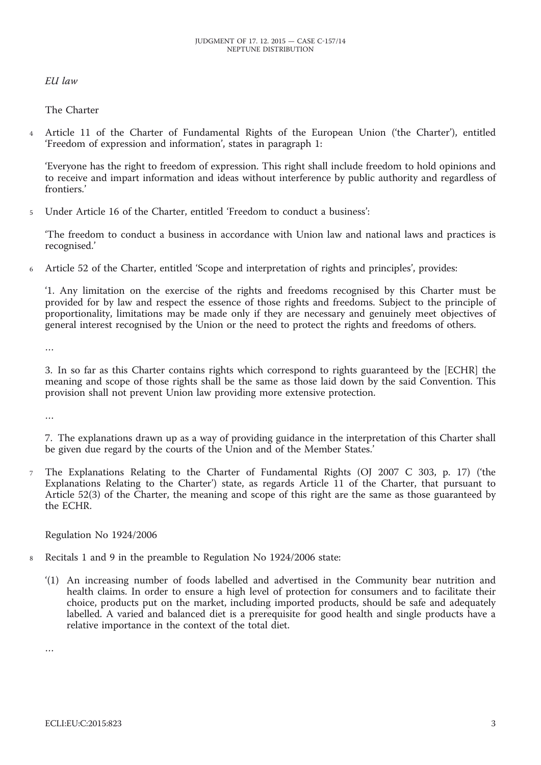*EU law*

The Charter

4 Article 11 of the Charter of Fundamental Rights of the European Union ('the Charter'), entitled 'Freedom of expression and information', states in paragraph 1:

'Everyone has the right to freedom of expression. This right shall include freedom to hold opinions and to receive and impart information and ideas without interference by public authority and regardless of frontiers.'

5 Under Article 16 of the Charter, entitled 'Freedom to conduct a business':

'The freedom to conduct a business in accordance with Union law and national laws and practices is recognised.'

6 Article 52 of the Charter, entitled 'Scope and interpretation of rights and principles', provides:

'1. Any limitation on the exercise of the rights and freedoms recognised by this Charter must be provided for by law and respect the essence of those rights and freedoms. Subject to the principle of proportionality, limitations may be made only if they are necessary and genuinely meet objectives of general interest recognised by the Union or the need to protect the rights and freedoms of others.

…

3. In so far as this Charter contains rights which correspond to rights guaranteed by the [ECHR] the meaning and scope of those rights shall be the same as those laid down by the said Convention. This provision shall not prevent Union law providing more extensive protection.

…

7. The explanations drawn up as a way of providing guidance in the interpretation of this Charter shall be given due regard by the courts of the Union and of the Member States.'

7 The Explanations Relating to the Charter of Fundamental Rights (OJ 2007 C 303, p. 17) ('the Explanations Relating to the Charter') state, as regards Article 11 of the Charter, that pursuant to Article 52(3) of the Charter, the meaning and scope of this right are the same as those guaranteed by the ECHR.

Regulation No 1924/2006

8 Recitals 1 and 9 in the preamble to Regulation No 1924/2006 state:

'(1) An increasing number of foods labelled and advertised in the Community bear nutrition and health claims. In order to ensure a high level of protection for consumers and to facilitate their choice, products put on the market, including imported products, should be safe and adequately labelled. A varied and balanced diet is a prerequisite for good health and single products have a relative importance in the context of the total diet.

…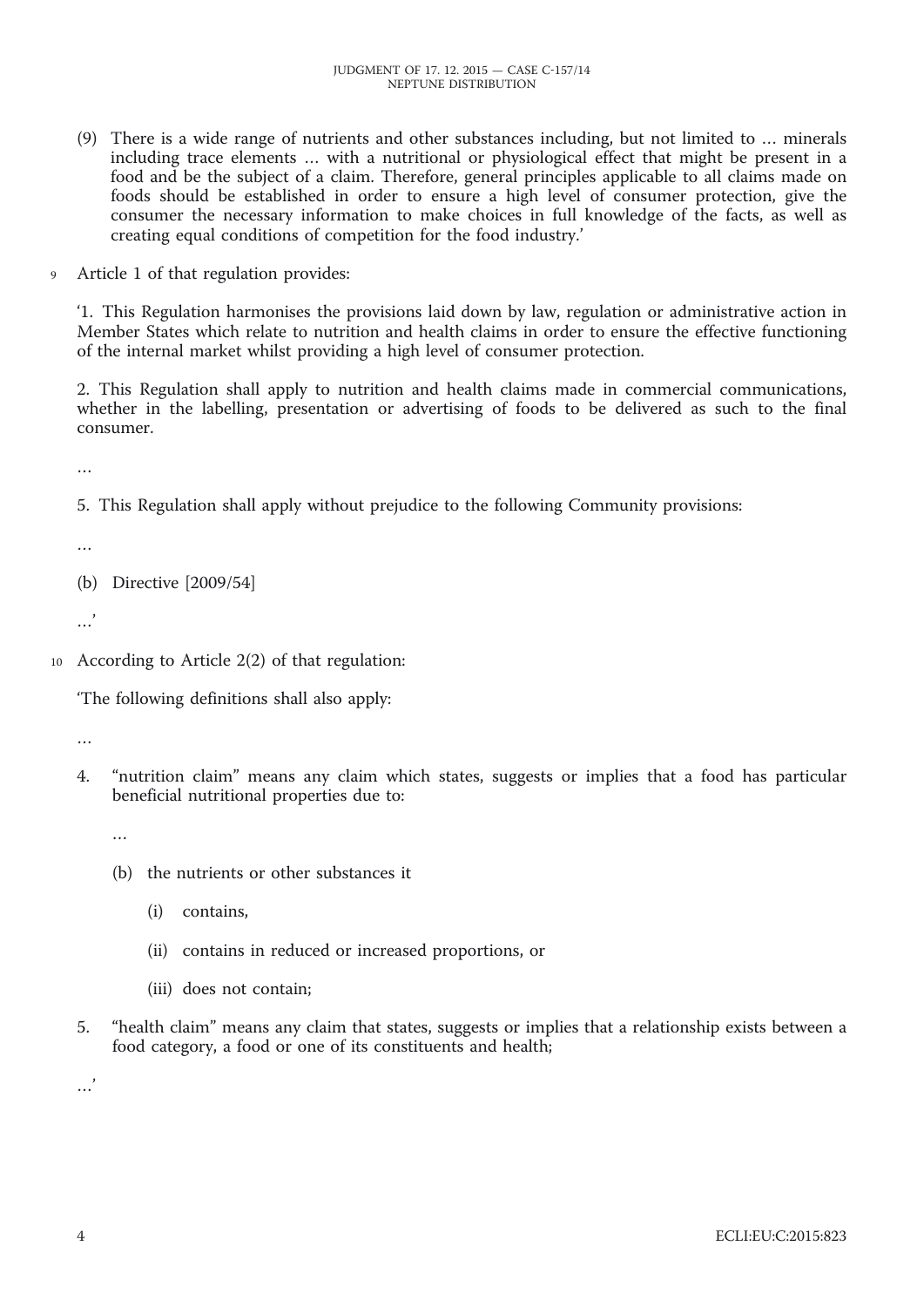(9) There is a wide range of nutrients and other substances including, but not limited to … minerals including trace elements … with a nutritional or physiological effect that might be present in a food and be the subject of a claim. Therefore, general principles applicable to all claims made on foods should be established in order to ensure a high level of consumer protection, give the consumer the necessary information to make choices in full knowledge of the facts, as well as creating equal conditions of competition for the food industry.'

9 Article 1 of that regulation provides:

'1. This Regulation harmonises the provisions laid down by law, regulation or administrative action in Member States which relate to nutrition and health claims in order to ensure the effective functioning of the internal market whilst providing a high level of consumer protection.

2. This Regulation shall apply to nutrition and health claims made in commercial communications, whether in the labelling, presentation or advertising of foods to be delivered as such to the final consumer.

…

5. This Regulation shall apply without prejudice to the following Community provisions:

…

(b) Directive [2009/54]

…'

10 According to Article 2(2) of that regulation:

'The following definitions shall also apply:

…

4. "nutrition claim" means any claim which states, suggests or implies that a food has particular beneficial nutritional properties due to:

   …

   (b) the nutrients or other substances it

      (i) contains,

      (ii) contains in reduced or increased proportions, or

      (iii) does not contain;

5. "health claim" means any claim that states, suggests or implies that a relationship exists between a food category, a food or one of its constituents and health;

…'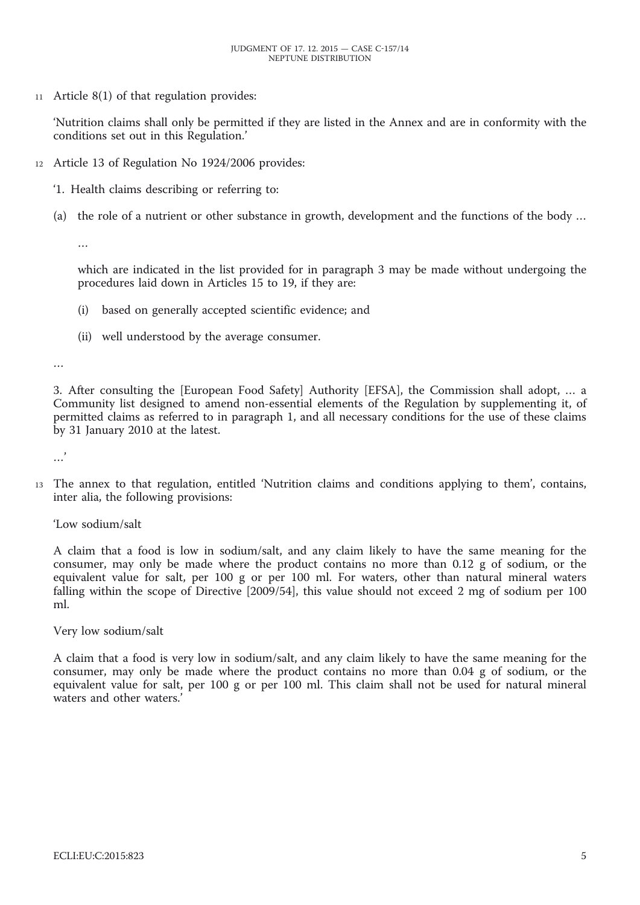11 Article 8(1) of that regulation provides:

'Nutrition claims shall only be permitted if they are listed in the Annex and are in conformity with the conditions set out in this Regulation.'

12 Article 13 of Regulation No 1924/2006 provides:

'1. Health claims describing or referring to:

(a) the role of a nutrient or other substance in growth, development and the functions of the body …

…

which are indicated in the list provided for in paragraph 3 may be made without undergoing the procedures laid down in Articles 15 to 19, if they are:

(i) based on generally accepted scientific evidence; and

(ii) well understood by the average consumer.

…

3. After consulting the [European Food Safety] Authority [EFSA], the Commission shall adopt, … a Community list designed to amend non-essential elements of the Regulation by supplementing it, of permitted claims as referred to in paragraph 1, and all necessary conditions for the use of these claims by 31 January 2010 at the latest.

…'

13 The annex to that regulation, entitled 'Nutrition claims and conditions applying to them', contains, inter alia, the following provisions:

'Low sodium/salt

A claim that a food is low in sodium/salt, and any claim likely to have the same meaning for the consumer, may only be made where the product contains no more than 0.12 g of sodium, or the equivalent value for salt, per 100 g or per 100 ml. For waters, other than natural mineral waters falling within the scope of Directive [2009/54], this value should not exceed 2 mg of sodium per 100 ml.

Very low sodium/salt

A claim that a food is very low in sodium/salt, and any claim likely to have the same meaning for the consumer, may only be made where the product contains no more than 0.04 g of sodium, or the equivalent value for salt, per 100 g or per 100 ml. This claim shall not be used for natural mineral waters and other waters.'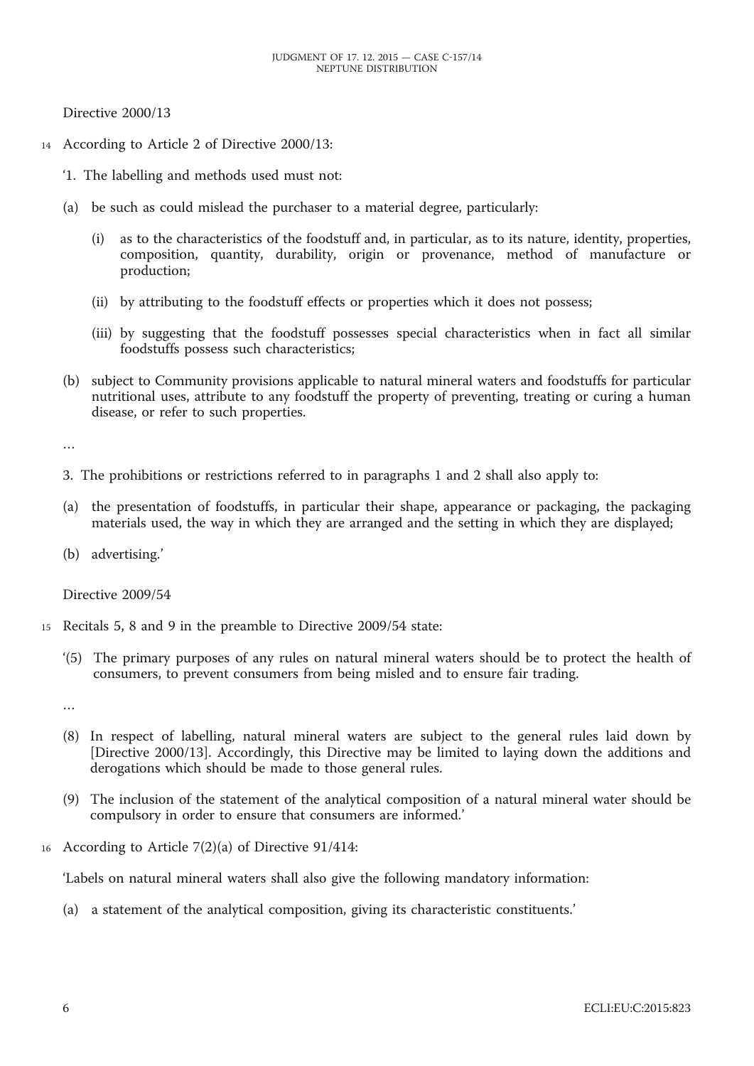Directive 2000/13

14 According to Article 2 of Directive 2000/13:

'1. The labelling and methods used must not:

(a) be such as could mislead the purchaser to a material degree, particularly:

(i) as to the characteristics of the foodstuff and, in particular, as to its nature, identity, properties, composition, quantity, durability, origin or provenance, method of manufacture or production;

(ii) by attributing to the foodstuff effects or properties which it does not possess;

(iii) by suggesting that the foodstuff possesses special characteristics when in fact all similar foodstuffs possess such characteristics;

(b) subject to Community provisions applicable to natural mineral waters and foodstuffs for particular nutritional uses, attribute to any foodstuff the property of preventing, treating or curing a human disease, or refer to such properties.

…

3. The prohibitions or restrictions referred to in paragraphs 1 and 2 shall also apply to:

(a) the presentation of foodstuffs, in particular their shape, appearance or packaging, the packaging materials used, the way in which they are arranged and the setting in which they are displayed;

(b) advertising.'

Directive 2009/54

15 Recitals 5, 8 and 9 in the preamble to Directive 2009/54 state:

'(5) The primary purposes of any rules on natural mineral waters should be to protect the health of consumers, to prevent consumers from being misled and to ensure fair trading.

…

(8) In respect of labelling, natural mineral waters are subject to the general rules laid down by [Directive 2000/13]. Accordingly, this Directive may be limited to laying down the additions and derogations which should be made to those general rules.

(9) The inclusion of the statement of the analytical composition of a natural mineral water should be compulsory in order to ensure that consumers are informed.'

16 According to Article 7(2)(a) of Directive 91/414:

'Labels on natural mineral waters shall also give the following mandatory information:

(a) a statement of the analytical composition, giving its characteristic constituents.'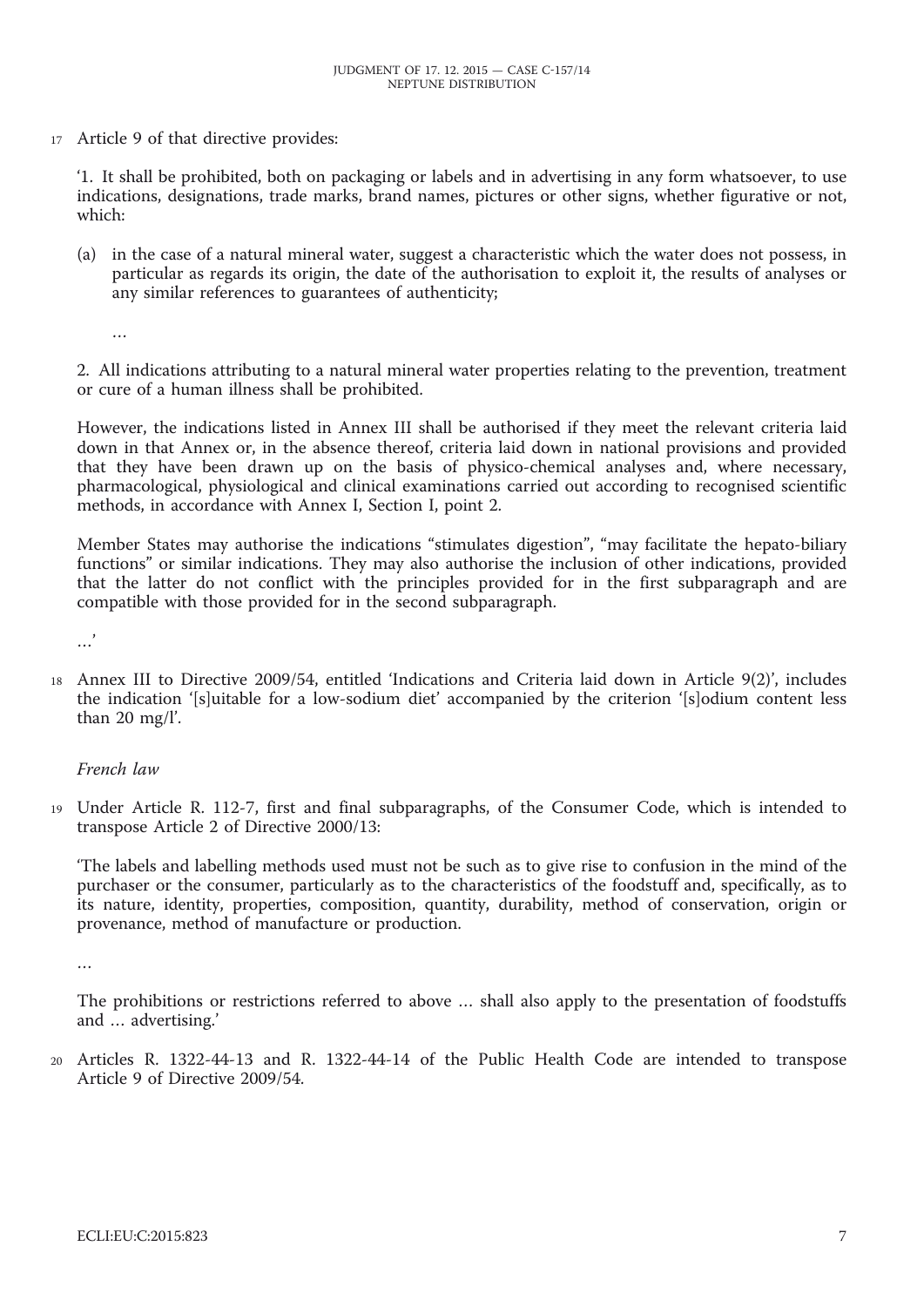17 Article 9 of that directive provides:

'1. It shall be prohibited, both on packaging or labels and in advertising in any form whatsoever, to use indications, designations, trade marks, brand names, pictures or other signs, whether figurative or not, which:

(a) in the case of a natural mineral water, suggest a characteristic which the water does not possess, in particular as regards its origin, the date of the authorisation to exploit it, the results of analyses or any similar references to guarantees of authenticity;

…

2. All indications attributing to a natural mineral water properties relating to the prevention, treatment or cure of a human illness shall be prohibited.

However, the indications listed in Annex III shall be authorised if they meet the relevant criteria laid down in that Annex or, in the absence thereof, criteria laid down in national provisions and provided that they have been drawn up on the basis of physico-chemical analyses and, where necessary, pharmacological, physiological and clinical examinations carried out according to recognised scientific methods, in accordance with Annex I, Section I, point 2.

Member States may authorise the indications "stimulates digestion", "may facilitate the hepato-biliary functions" or similar indications. They may also authorise the inclusion of other indications, provided that the latter do not conflict with the principles provided for in the first subparagraph and are compatible with those provided for in the second subparagraph.

…'

18 Annex III to Directive 2009/54, entitled 'Indications and Criteria laid down in Article 9(2)', includes the indication '[s]uitable for a low-sodium diet' accompanied by the criterion '[s]odium content less than 20 mg/l'.

*French law*

19 Under Article R. 112-7, first and final subparagraphs, of the Consumer Code, which is intended to transpose Article 2 of Directive 2000/13:

'The labels and labelling methods used must not be such as to give rise to confusion in the mind of the purchaser or the consumer, particularly as to the characteristics of the foodstuff and, specifically, as to its nature, identity, properties, composition, quantity, durability, method of conservation, origin or provenance, method of manufacture or production.

…

The prohibitions or restrictions referred to above … shall also apply to the presentation of foodstuffs and … advertising.'

20 Articles R. 1322-44-13 and R. 1322-44-14 of the Public Health Code are intended to transpose Article 9 of Directive 2009/54.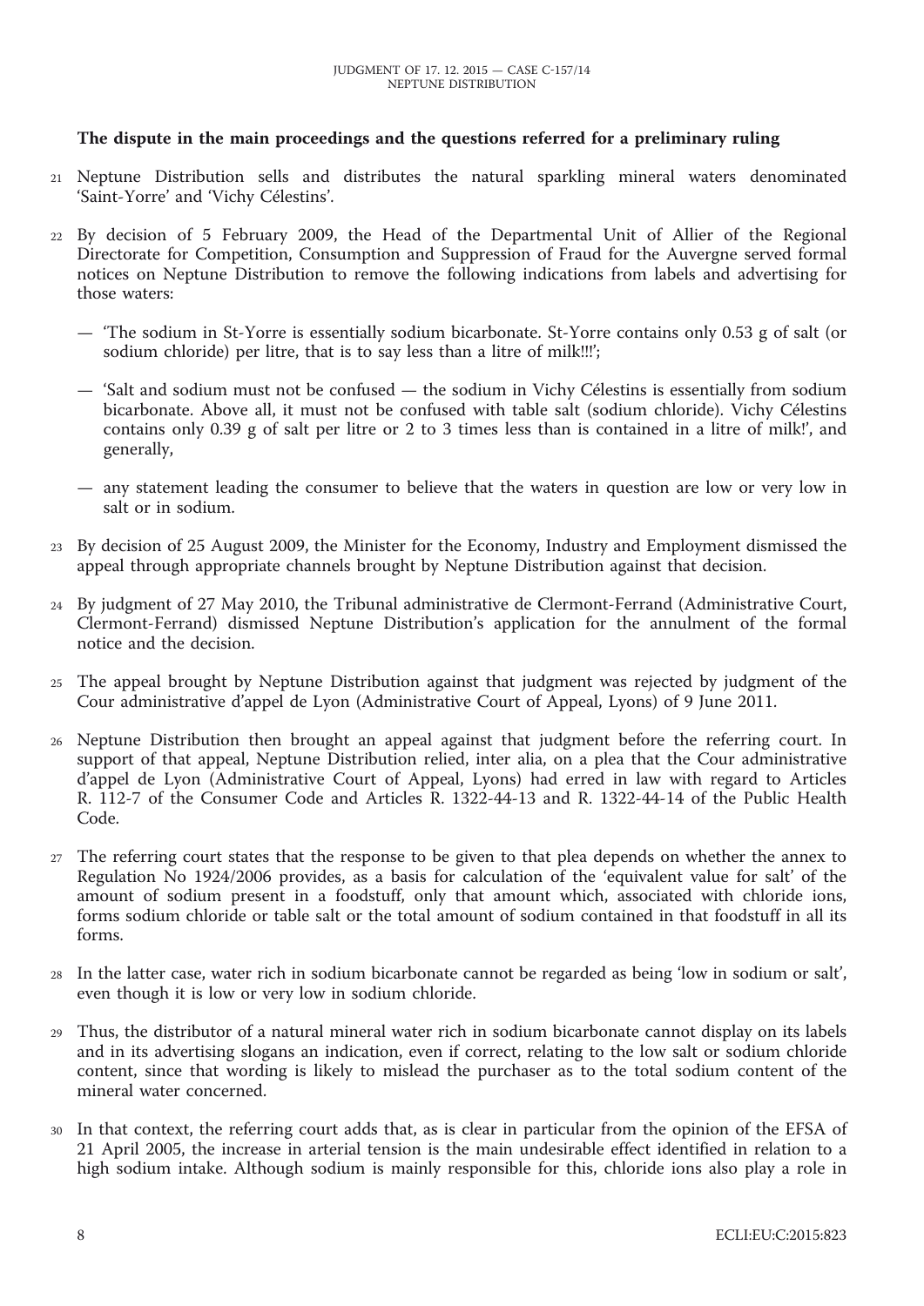**The dispute in the main proceedings and the questions referred for a preliminary ruling**

21 Neptune Distribution sells and distributes the natural sparkling mineral waters denominated 'Saint-Yorre' and 'Vichy Célestins'.

22 By decision of 5 February 2009, the Head of the Departmental Unit of Allier of the Regional Directorate for Competition, Consumption and Suppression of Fraud for the Auvergne served formal notices on Neptune Distribution to remove the following indications from labels and advertising for those waters:

— 'The sodium in St-Yorre is essentially sodium bicarbonate. St-Yorre contains only 0.53 g of salt (or sodium chloride) per litre, that is to say less than a litre of milk!!!';

— 'Salt and sodium must not be confused — the sodium in Vichy Célestins is essentially from sodium bicarbonate. Above all, it must not be confused with table salt (sodium chloride). Vichy Célestins contains only 0.39 g of salt per litre or 2 to 3 times less than is contained in a litre of milk!', and generally,

— any statement leading the consumer to believe that the waters in question are low or very low in salt or in sodium.

23 By decision of 25 August 2009, the Minister for the Economy, Industry and Employment dismissed the appeal through appropriate channels brought by Neptune Distribution against that decision.

24 By judgment of 27 May 2010, the Tribunal administratif de Clermont-Ferrand (Administrative Court, Clermont-Ferrand) dismissed Neptune Distribution's application for the annulment of the formal notice and the decision.

25 The appeal brought by Neptune Distribution against that judgment was rejected by judgment of the Cour administrative d'appel de Lyon (Administrative Court of Appeal, Lyons) of 9 June 2011.

26 Neptune Distribution then brought an appeal against that judgment before the referring court. In support of that appeal, Neptune Distribution relied, inter alia, on a plea that the Cour administrative d'appel de Lyon (Administrative Court of Appeal, Lyons) had erred in law with regard to Articles R. 112-7 of the Consumer Code and Articles R. 1322-44-13 and R. 1322-44-14 of the Public Health Code.

27 The referring court states that the response to be given to that plea depends on whether the annex to Regulation No 1924/2006 provides, as a basis for calculation of the 'equivalent value for salt' of the amount of sodium present in a foodstuff, only that amount which, associated with chloride ions, forms sodium chloride or table salt or the total amount of sodium contained in that foodstuff in all its forms.

28 In the latter case, water rich in sodium bicarbonate cannot be regarded as being 'low in sodium or salt', even though it is low or very low in sodium chloride.

29 Thus, the distributor of a natural mineral water rich in sodium bicarbonate cannot display on its labels and in its advertising slogans an indication, even if correct, relating to the low salt or sodium chloride content, since that wording is likely to mislead the purchaser as to the total sodium content of the mineral water concerned.

30 In that context, the referring court adds that, as is clear in particular from the opinion of the EFSA of 21 April 2005, the increase in arterial tension is the main undesirable effect identified in relation to a high sodium intake. Although sodium is mainly responsible for this, chloride ions also play a role in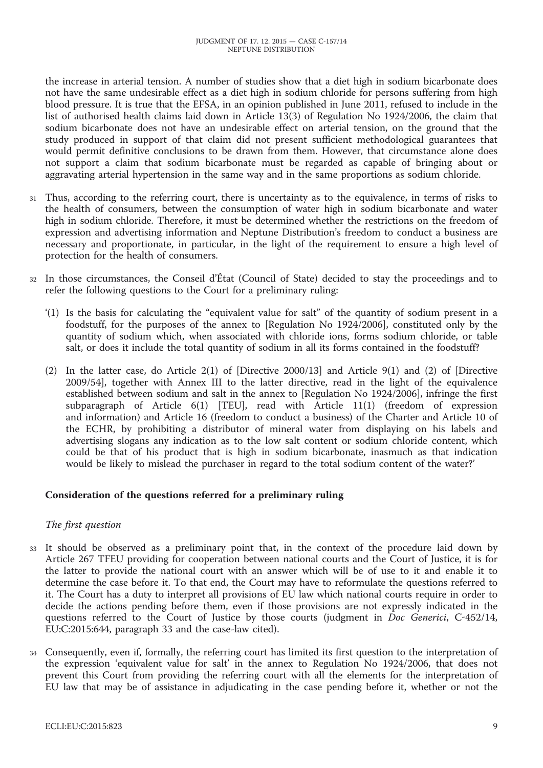the increase in arterial tension. A number of studies show that a diet high in sodium bicarbonate does not have the same undesirable effect as a diet high in sodium chloride for persons suffering from high blood pressure. It is true that the EFSA, in an opinion published in June 2011, refused to include in the list of authorised health claims laid down in Article 13(3) of Regulation No 1924/2006, the claim that sodium bicarbonate does not have an undesirable effect on arterial tension, on the ground that the study produced in support of that claim did not present sufficient methodological guarantees that would permit definitive conclusions to be drawn from them. However, that circumstance alone does not support a claim that sodium bicarbonate must be regarded as capable of bringing about or aggravating arterial hypertension in the same way and in the same proportions as sodium chloride.

31 Thus, according to the referring court, there is uncertainty as to the equivalence, in terms of risks to the health of consumers, between the consumption of water high in sodium bicarbonate and water high in sodium chloride. Therefore, it must be determined whether the restrictions on the freedom of expression and advertising information and Neptune Distribution's freedom to conduct a business are necessary and proportionate, in particular, in the light of the requirement to ensure a high level of protection for the health of consumers.

32 In those circumstances, the Conseil d'État (Council of State) decided to stay the proceedings and to refer the following questions to the Court for a preliminary ruling:

'(1) Is the basis for calculating the "equivalent value for salt" of the quantity of sodium present in a foodstuff, for the purposes of the annex to [Regulation No 1924/2006], constituted only by the quantity of sodium which, when associated with chloride ions, forms sodium chloride, or table salt, or does it include the total quantity of sodium in all its forms contained in the foodstuff?

(2) In the latter case, do Article 2(1) of [Directive 2000/13] and Article 9(1) and (2) of [Directive 2009/54], together with Annex III to the latter directive, read in the light of the equivalence established between sodium and salt in the annex to [Regulation No 1924/2006], infringe the first subparagraph of Article 6(1) [TEU], read with Article 11(1) (freedom of expression and information) and Article 16 (freedom to conduct a business) of the Charter and Article 10 of the ECHR, by prohibiting a distributor of mineral water from displaying on his labels and advertising slogans any indication as to the low salt content or sodium chloride content, which could be that of his product that is high in sodium bicarbonate, inasmuch as that indication would be likely to mislead the purchaser in regard to the total sodium content of the water?'

## Consideration of the questions referred for a preliminary ruling

### *The first question*

33 It should be observed as a preliminary point that, in the context of the procedure laid down by Article 267 TFEU providing for cooperation between national courts and the Court of Justice, it is for the latter to provide the national court with an answer which will be of use to it and enable it to determine the case before it. To that end, the Court may have to reformulate the questions referred to it. The Court has a duty to interpret all provisions of EU law which national courts require in order to decide the actions pending before them, even if those provisions are not expressly indicated in the questions referred to the Court of Justice by those courts (judgment in *Doc Generici*, C-452/14, EU:C:2015:644, paragraph 33 and the case-law cited).

34 Consequently, even if, formally, the referring court has limited its first question to the interpretation of the expression 'equivalent value for salt' in the annex to Regulation No 1924/2006, that does not prevent this Court from providing the referring court with all the elements for the interpretation of EU law that may be of assistance in adjudicating in the case pending before it, whether or not the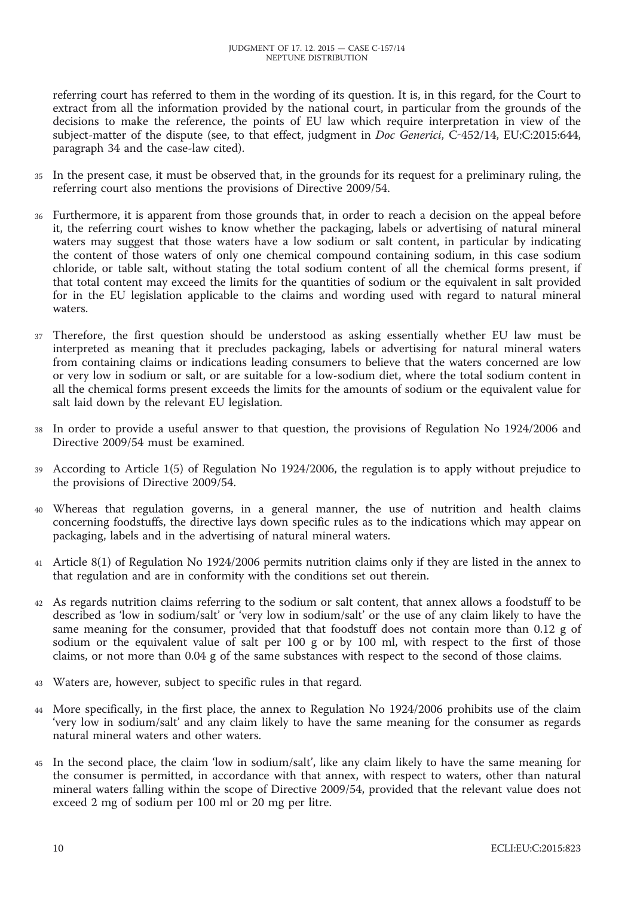referring court has referred to them in the wording of its question. It is, in this regard, for the Court to extract from all the information provided by the national court, in particular from the grounds of the decisions to make the reference, the points of EU law which require interpretation in view of the subject-matter of the dispute (see, to that effect, judgment in *Doc Generici*, C-452/14, EU:C:2015:644, paragraph 34 and the case-law cited).

35 In the present case, it must be observed that, in the grounds for its request for a preliminary ruling, the referring court also mentions the provisions of Directive 2009/54.

36 Furthermore, it is apparent from those grounds that, in order to reach a decision on the appeal before it, the referring court wishes to know whether the packaging, labels or advertising of natural mineral waters may suggest that those waters have a low sodium or salt content, in particular by indicating the content of those waters of only one chemical compound containing sodium, in this case sodium chloride, or table salt, without stating the total sodium content of all the chemical forms present, if that total content may exceed the limits for the quantities of sodium or the equivalent in salt provided for in the EU legislation applicable to the claims and wording used with regard to natural mineral waters.

37 Therefore, the first question should be understood as asking essentially whether EU law must be interpreted as meaning that it precludes packaging, labels or advertising for natural mineral waters from containing claims or indications leading consumers to believe that the waters concerned are low or very low in sodium or salt, or are suitable for a low-sodium diet, where the total sodium content in all the chemical forms present exceeds the limits for the amounts of sodium or the equivalent value for salt laid down by the relevant EU legislation.

38 In order to provide a useful answer to that question, the provisions of Regulation No 1924/2006 and Directive 2009/54 must be examined.

39 According to Article 1(5) of Regulation No 1924/2006, the regulation is to apply without prejudice to the provisions of Directive 2009/54.

40 Whereas that regulation governs, in a general manner, the use of nutrition and health claims concerning foodstuffs, the directive lays down specific rules as to the indications which may appear on packaging, labels and in the advertising of natural mineral waters.

41 Article 8(1) of Regulation No 1924/2006 permits nutrition claims only if they are listed in the annex to that regulation and are in conformity with the conditions set out therein.

42 As regards nutrition claims referring to the sodium or salt content, that annex allows a foodstuff to be described as 'low in sodium/salt' or 'very low in sodium/salt' or the use of any claim likely to have the same meaning for the consumer, provided that that foodstuff does not contain more than 0.12 g of sodium or the equivalent value of salt per 100 g or by 100 ml, with respect to the first of those claims, or not more than 0.04 g of the same substances with respect to the second of those claims.

43 Waters are, however, subject to specific rules in that regard.

44 More specifically, in the first place, the annex to Regulation No 1924/2006 prohibits use of the claim 'very low in sodium/salt' and any claim likely to have the same meaning for the consumer as regards natural mineral waters and other waters.

45 In the second place, the claim 'low in sodium/salt', like any claim likely to have the same meaning for the consumer is permitted, in accordance with that annex, with respect to waters, other than natural mineral waters falling within the scope of Directive 2009/54, provided that the relevant value does not exceed 2 mg of sodium per 100 ml or 20 mg per litre.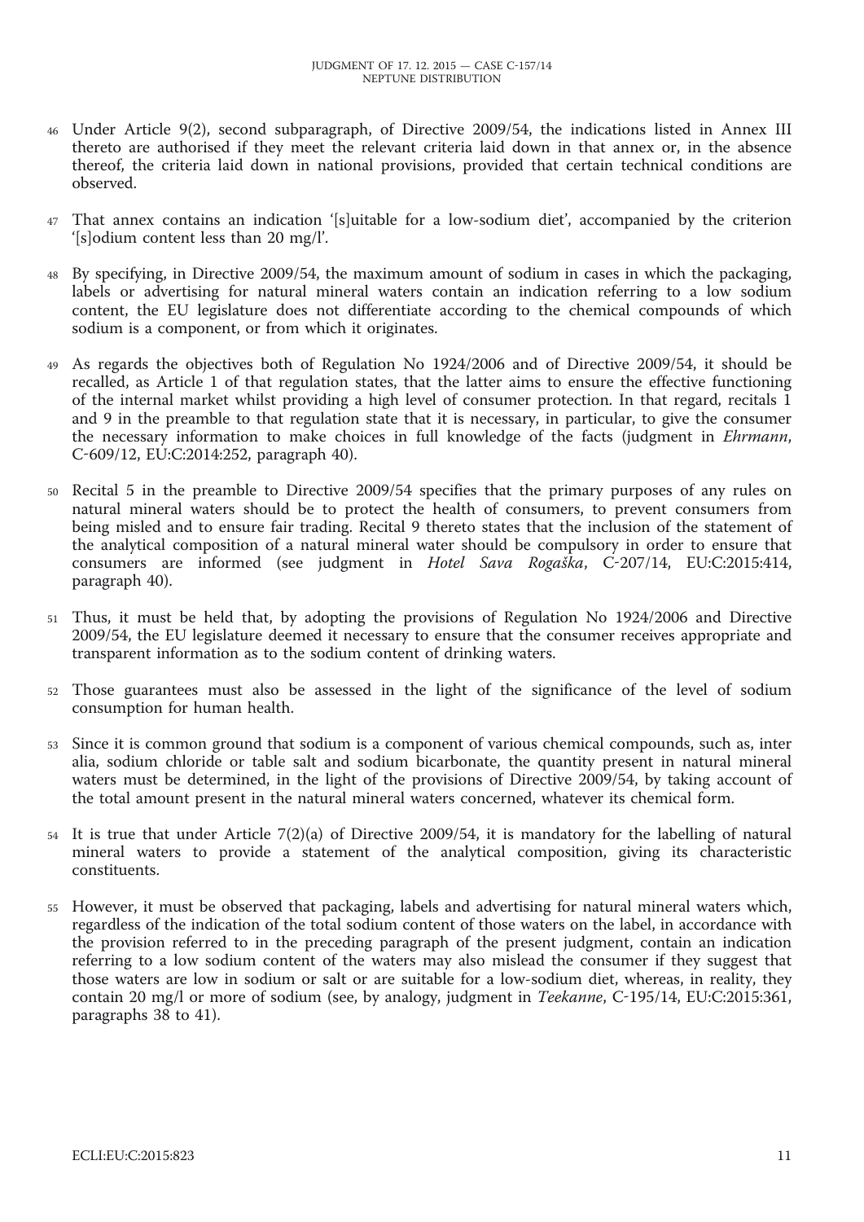46 Under Article 9(2), second subparagraph, of Directive 2009/54, the indications listed in Annex III thereto are authorised if they meet the relevant criteria laid down in that annex or, in the absence thereof, the criteria laid down in national provisions, provided that certain technical conditions are observed.

47 That annex contains an indication '[s]uitable for a low-sodium diet', accompanied by the criterion '[s]odium content less than 20 mg/l'.

48 By specifying, in Directive 2009/54, the maximum amount of sodium in cases in which the packaging, labels or advertising for natural mineral waters contain an indication referring to a low sodium content, the EU legislature does not differentiate according to the chemical compounds of which sodium is a component, or from which it originates.

49 As regards the objectives both of Regulation No 1924/2006 and of Directive 2009/54, it should be recalled, as Article 1 of that regulation states, that the latter aims to ensure the effective functioning of the internal market whilst providing a high level of consumer protection. In that regard, recitals 1 and 9 in the preamble to that regulation state that it is necessary, in particular, to give the consumer the necessary information to make choices in full knowledge of the facts (judgment in *Ehrmann*, C-609/12, EU:C:2014:252, paragraph 40).

50 Recital 5 in the preamble to Directive 2009/54 specifies that the primary purposes of any rules on natural mineral waters should be to protect the health of consumers, to prevent consumers from being misled and to ensure fair trading. Recital 9 thereto states that the inclusion of the statement of the analytical composition of a natural mineral water should be compulsory in order to ensure that consumers are informed (see judgment in *Hotel Sava Rogaška*, C-207/14, EU:C:2015:414, paragraph 40).

51 Thus, it must be held that, by adopting the provisions of Regulation No 1924/2006 and Directive 2009/54, the EU legislature deemed it necessary to ensure that the consumer receives appropriate and transparent information as to the sodium content of drinking waters.

52 Those guarantees must also be assessed in the light of the significance of the level of sodium consumption for human health.

53 Since it is common ground that sodium is a component of various chemical compounds, such as, inter alia, sodium chloride or table salt and sodium bicarbonate, the quantity present in natural mineral waters must be determined, in the light of the provisions of Directive 2009/54, by taking account of the total amount present in the natural mineral waters concerned, whatever its chemical form.

54 It is true that under Article 7(2)(a) of Directive 2009/54, it is mandatory for the labelling of natural mineral waters to provide a statement of the analytical composition, giving its characteristic constituents.

55 However, it must be observed that packaging, labels and advertising for natural mineral waters which, regardless of the indication of the total sodium content of those waters on the label, in accordance with the provision referred to in the preceding paragraph of the present judgment, contain an indication referring to a low sodium content of the waters may also mislead the consumer if they suggest that those waters are low in sodium or salt or are suitable for a low-sodium diet, whereas, in reality, they contain 20 mg/l or more of sodium (see, by analogy, judgment in *Teekanne*, C-195/14, EU:C:2015:361, paragraphs 38 to 41).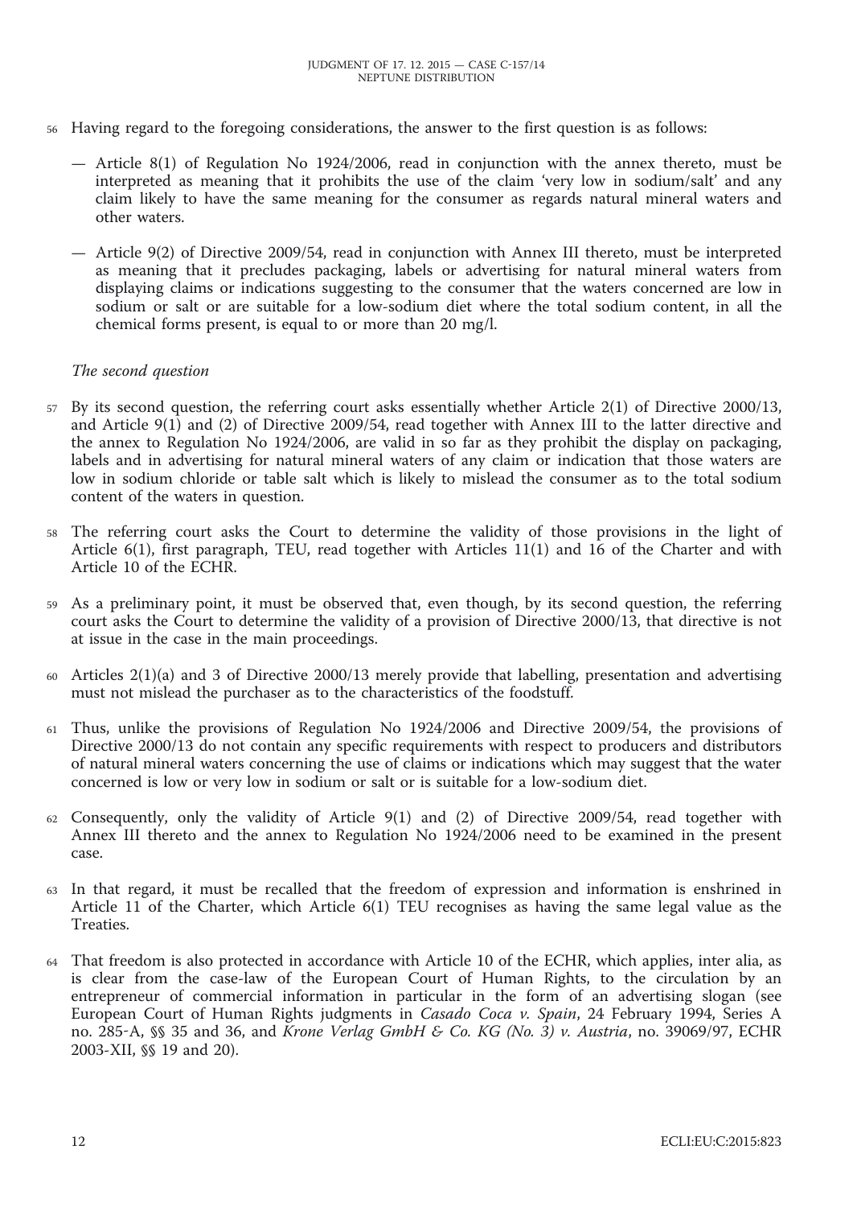56 Having regard to the foregoing considerations, the answer to the first question is as follows:

— Article 8(1) of Regulation No 1924/2006, read in conjunction with the annex thereto, must be interpreted as meaning that it prohibits the use of the claim 'very low in sodium/salt' and any claim likely to have the same meaning for the consumer as regards natural mineral waters and other waters.

— Article 9(2) of Directive 2009/54, read in conjunction with Annex III thereto, must be interpreted as meaning that it precludes packaging, labels or advertising for natural mineral waters from displaying claims or indications suggesting to the consumer that the waters concerned are low in sodium or salt or are suitable for a low-sodium diet where the total sodium content, in all the chemical forms present, is equal to or more than 20 mg/l.

*The second question*

57 By its second question, the referring court asks essentially whether Article 2(1) of Directive 2000/13, and Article 9(1) and (2) of Directive 2009/54, read together with Annex III to the latter directive and the annex to Regulation No 1924/2006, are valid in so far as they prohibit the display on packaging, labels and in advertising for natural mineral waters of any claim or indication that those waters are low in sodium chloride or table salt which is likely to mislead the consumer as to the total sodium content of the waters in question.

58 The referring court asks the Court to determine the validity of those provisions in the light of Article 6(1), first paragraph, TEU, read together with Articles 11(1) and 16 of the Charter and with Article 10 of the ECHR.

59 As a preliminary point, it must be observed that, even though, by its second question, the referring court asks the Court to determine the validity of a provision of Directive 2000/13, that directive is not at issue in the case in the main proceedings.

60 Articles 2(1)(a) and 3 of Directive 2000/13 merely provide that labelling, presentation and advertising must not mislead the purchaser as to the characteristics of the foodstuff.

61 Thus, unlike the provisions of Regulation No 1924/2006 and Directive 2009/54, the provisions of Directive 2000/13 do not contain any specific requirements with respect to producers and distributors of natural mineral waters concerning the use of claims or indications which may suggest that the water concerned is low or very low in sodium or salt or is suitable for a low-sodium diet.

62 Consequently, only the validity of Article 9(1) and (2) of Directive 2009/54, read together with Annex III thereto and the annex to Regulation No 1924/2006 need to be examined in the present case.

63 In that regard, it must be recalled that the freedom of expression and information is enshrined in Article 11 of the Charter, which Article 6(1) TEU recognises as having the same legal value as the Treaties.

64 That freedom is also protected in accordance with Article 10 of the ECHR, which applies, inter alia, as is clear from the case-law of the European Court of Human Rights, to the circulation by an entrepreneur of commercial information in particular in the form of an advertising slogan (see European Court of Human Rights judgments in *Casado Coca v. Spain*, 24 February 1994, Series A no. 285-A, §§ 35 and 36, and *Krone Verlag GmbH & Co. KG (No. 3) v. Austria*, no. 39069/97, ECHR 2003-XII, §§ 19 and 20).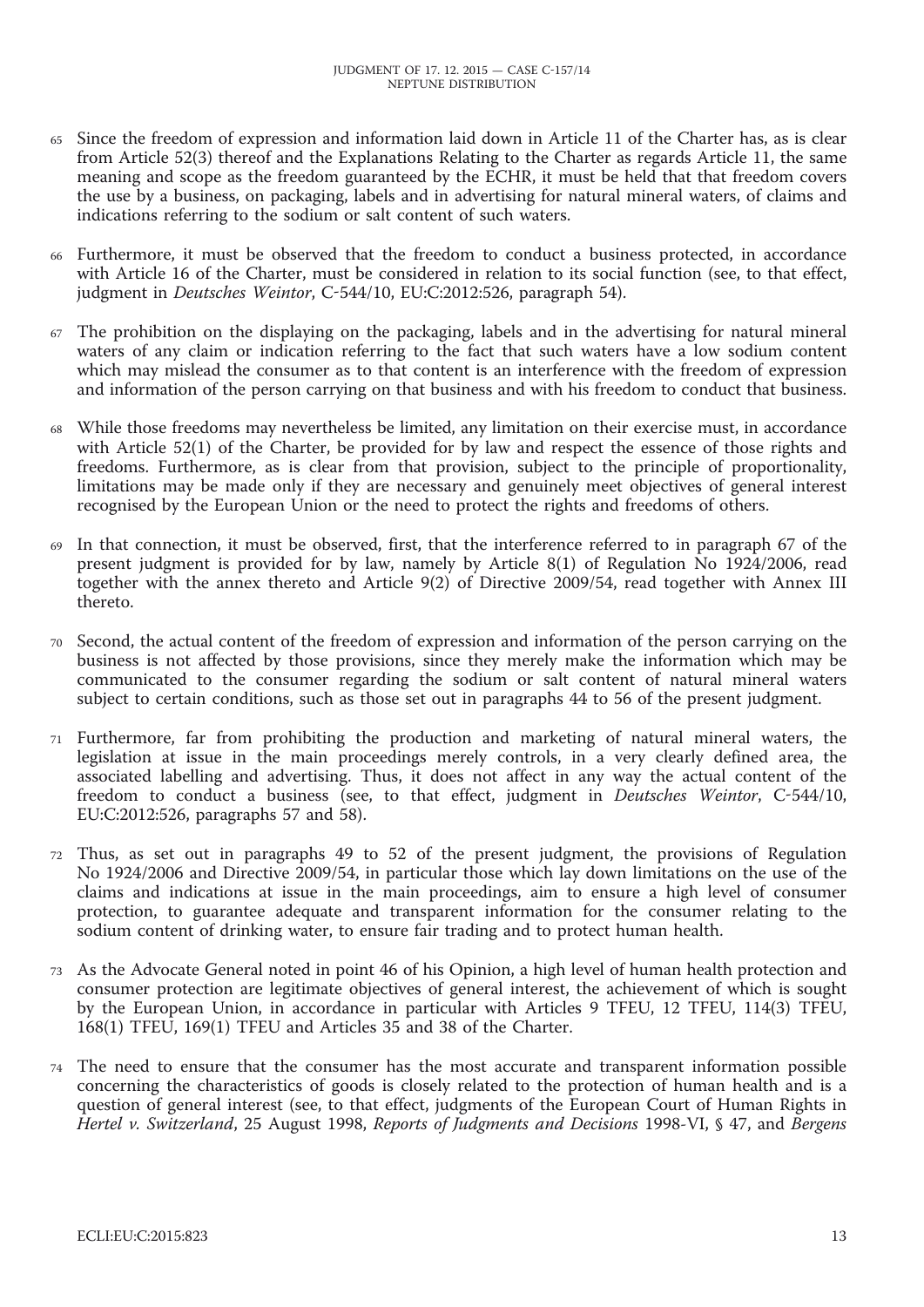65 Since the freedom of expression and information laid down in Article 11 of the Charter has, as is clear from Article 52(3) thereof and the Explanations Relating to the Charter as regards Article 11, the same meaning and scope as the freedom guaranteed by the ECHR, it must be held that that freedom covers the use by a business, on packaging, labels and in advertising for natural mineral waters, of claims and indications referring to the sodium or salt content of such waters.

66 Furthermore, it must be observed that the freedom to conduct a business protected, in accordance with Article 16 of the Charter, must be considered in relation to its social function (see, to that effect, judgment in *Deutsches Weintor*, C-544/10, EU:C:2012:526, paragraph 54).

67 The prohibition on the displaying on the packaging, labels and in the advertising for natural mineral waters of any claim or indication referring to the fact that such waters have a low sodium content which may mislead the consumer as to that content is an interference with the freedom of expression and information of the person carrying on that business and with his freedom to conduct that business.

68 While those freedoms may nevertheless be limited, any limitation on their exercise must, in accordance with Article 52(1) of the Charter, be provided for by law and respect the essence of those rights and freedoms. Furthermore, as is clear from that provision, subject to the principle of proportionality, limitations may be made only if they are necessary and genuinely meet objectives of general interest recognised by the European Union or the need to protect the rights and freedoms of others.

69 In that connection, it must be observed, first, that the interference referred to in paragraph 67 of the present judgment is provided for by law, namely by Article 8(1) of Regulation No 1924/2006, read together with the annex thereto and Article 9(2) of Directive 2009/54, read together with Annex III thereto.

70 Second, the actual content of the freedom of expression and information of the person carrying on the business is not affected by those provisions, since they merely make the information which may be communicated to the consumer regarding the sodium or salt content of natural mineral waters subject to certain conditions, such as those set out in paragraphs 44 to 56 of the present judgment.

71 Furthermore, far from prohibiting the production and marketing of natural mineral waters, the legislation at issue in the main proceedings merely controls, in a very clearly defined area, the associated labelling and advertising. Thus, it does not affect in any way the actual content of the freedom to conduct a business (see, to that effect, judgment in *Deutsches Weintor*, C-544/10, EU:C:2012:526, paragraphs 57 and 58).

72 Thus, as set out in paragraphs 49 to 52 of the present judgment, the provisions of Regulation No 1924/2006 and Directive 2009/54, in particular those which lay down limitations on the use of the claims and indications at issue in the main proceedings, aim to ensure a high level of consumer protection, to guarantee adequate and transparent information for the consumer relating to the sodium content of drinking water, to ensure fair trading and to protect human health.

73 As the Advocate General noted in point 46 of his Opinion, a high level of human health protection and consumer protection are legitimate objectives of general interest, the achievement of which is sought by the European Union, in accordance in particular with Articles 9 TFEU, 12 TFEU, 114(3) TFEU, 168(1) TFEU, 169(1) TFEU and Articles 35 and 38 of the Charter.

74 The need to ensure that the consumer has the most accurate and transparent information possible concerning the characteristics of goods is closely related to the protection of human health and is a question of general interest (see, to that effect, judgments of the European Court of Human Rights in *Hertel v. Switzerland*, 25 August 1998, *Reports of Judgments and Decisions* 1998-VI, § 47, and *Bergens*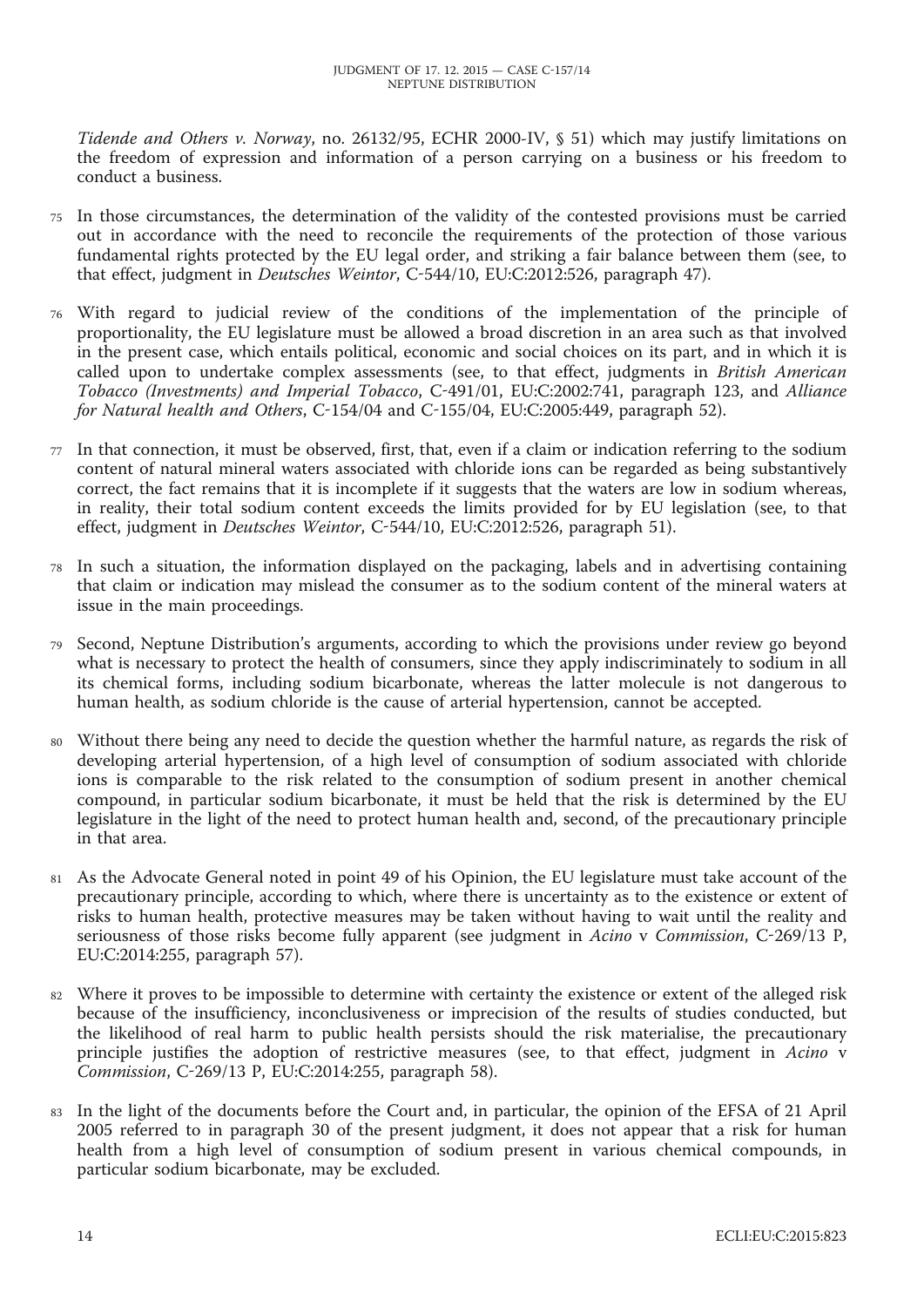*Tidende and Others v. Norway*, no. 26132/95, ECHR 2000-IV, § 51) which may justify limitations on the freedom of expression and information of a person carrying on a business or his freedom to conduct a business.

75 In those circumstances, the determination of the validity of the contested provisions must be carried out in accordance with the need to reconcile the requirements of the protection of those various fundamental rights protected by the EU legal order, and striking a fair balance between them (see, to that effect, judgment in *Deutsches Weintor*, C-544/10, EU:C:2012:526, paragraph 47).

76 With regard to judicial review of the conditions of the implementation of the principle of proportionality, the EU legislature must be allowed a broad discretion in an area such as that involved in the present case, which entails political, economic and social choices on its part, and in which it is called upon to undertake complex assessments (see, to that effect, judgments in *British American Tobacco (Investments) and Imperial Tobacco*, C-491/01, EU:C:2002:741, paragraph 123, and *Alliance for Natural health and Others*, C-154/04 and C-155/04, EU:C:2005:449, paragraph 52).

77 In that connection, it must be observed, first, that, even if a claim or indication referring to the sodium content of natural mineral waters associated with chloride ions can be regarded as being substantively correct, the fact remains that it is incomplete if it suggests that the waters are low in sodium whereas, in reality, their total sodium content exceeds the limits provided for by EU legislation (see, to that effect, judgment in *Deutsches Weintor*, C-544/10, EU:C:2012:526, paragraph 51).

78 In such a situation, the information displayed on the packaging, labels and in advertising containing that claim or indication may mislead the consumer as to the sodium content of the mineral waters at issue in the main proceedings.

79 Second, Neptune Distribution's arguments, according to which the provisions under review go beyond what is necessary to protect the health of consumers, since they apply indiscriminately to sodium in all its chemical forms, including sodium bicarbonate, whereas the latter molecule is not dangerous to human health, as sodium chloride is the cause of arterial hypertension, cannot be accepted.

80 Without there being any need to decide the question whether the harmful nature, as regards the risk of developing arterial hypertension, of a high level of consumption of sodium associated with chloride ions is comparable to the risk related to the consumption of sodium present in another chemical compound, in particular sodium bicarbonate, it must be held that the risk is determined by the EU legislature in the light of the need to protect human health and, second, of the precautionary principle in that area.

81 As the Advocate General noted in point 49 of his Opinion, the EU legislature must take account of the precautionary principle, according to which, where there is uncertainty as to the existence or extent of risks to human health, protective measures may be taken without having to wait until the reality and seriousness of those risks become fully apparent (see judgment in *Acino* v *Commission*, C-269/13 P, EU:C:2014:255, paragraph 57).

82 Where it proves to be impossible to determine with certainty the existence or extent of the alleged risk because of the insufficiency, inconclusiveness or imprecision of the results of studies conducted, but the likelihood of real harm to public health persists should the risk materialise, the precautionary principle justifies the adoption of restrictive measures (see, to that effect, judgment in *Acino* v *Commission*, C-269/13 P, EU:C:2014:255, paragraph 58).

83 In the light of the documents before the Court and, in particular, the opinion of the EFSA of 21 April 2005 referred to in paragraph 30 of the present judgment, it does not appear that a risk for human health from a high level of consumption of sodium present in various chemical compounds, in particular sodium bicarbonate, may be excluded.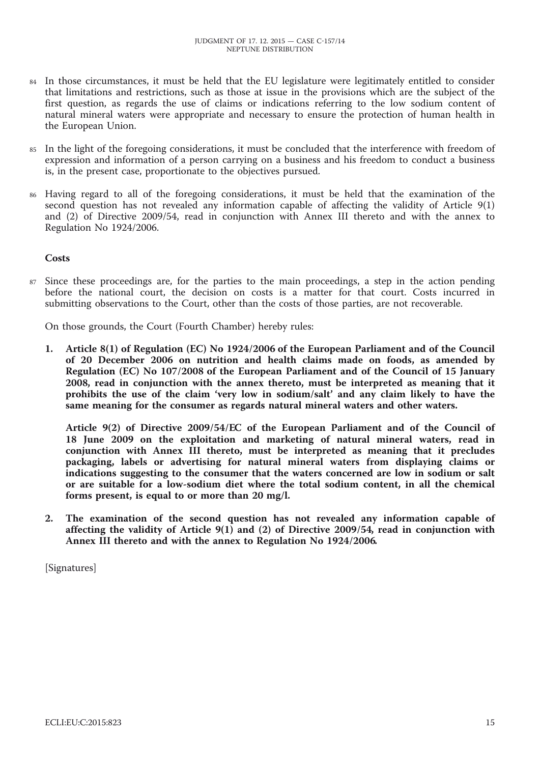84 In those circumstances, it must be held that the EU legislature were legitimately entitled to consider that limitations and restrictions, such as those at issue in the provisions which are the subject of the first question, as regards the use of claims or indications referring to the low sodium content of natural mineral waters were appropriate and necessary to ensure the protection of human health in the European Union.

85 In the light of the foregoing considerations, it must be concluded that the interference with freedom of expression and information of a person carrying on a business and his freedom to conduct a business is, in the present case, proportionate to the objectives pursued.

86 Having regard to all of the foregoing considerations, it must be held that the examination of the second question has not revealed any information capable of affecting the validity of Article 9(1) and (2) of Directive 2009/54, read in conjunction with Annex III thereto and with the annex to Regulation No 1924/2006.

## Costs

87 Since these proceedings are, for the parties to the main proceedings, a step in the action pending before the national court, the decision on costs is a matter for that court. Costs incurred in submitting observations to the Court, other than the costs of those parties, are not recoverable.

On those grounds, the Court (Fourth Chamber) hereby rules:

**1. Article 8(1) of Regulation (EC) No 1924/2006 of the European Parliament and of the Council of 20 December 2006 on nutrition and health claims made on foods, as amended by Regulation (EC) No 107/2008 of the European Parliament and of the Council of 15 January 2008, read in conjunction with the annex thereto, must be interpreted as meaning that it prohibits the use of the claim 'very low in sodium/salt' and any claim likely to have the same meaning for the consumer as regards natural mineral waters and other waters.**

**Article 9(2) of Directive 2009/54/EC of the European Parliament and of the Council of 18 June 2009 on the exploitation and marketing of natural mineral waters, read in conjunction with Annex III thereto, must be interpreted as meaning that it precludes packaging, labels or advertising for natural mineral waters from displaying claims or indications suggesting to the consumer that the waters concerned are low in sodium or salt or are suitable for a low-sodium diet where the total sodium content, in all the chemical forms present, is equal to or more than 20 mg/l.**

**2. The examination of the second question has not revealed any information capable of affecting the validity of Article 9(1) and (2) of Directive 2009/54, read in conjunction with Annex III thereto and with the annex to Regulation No 1924/2006.**

[Signatures]